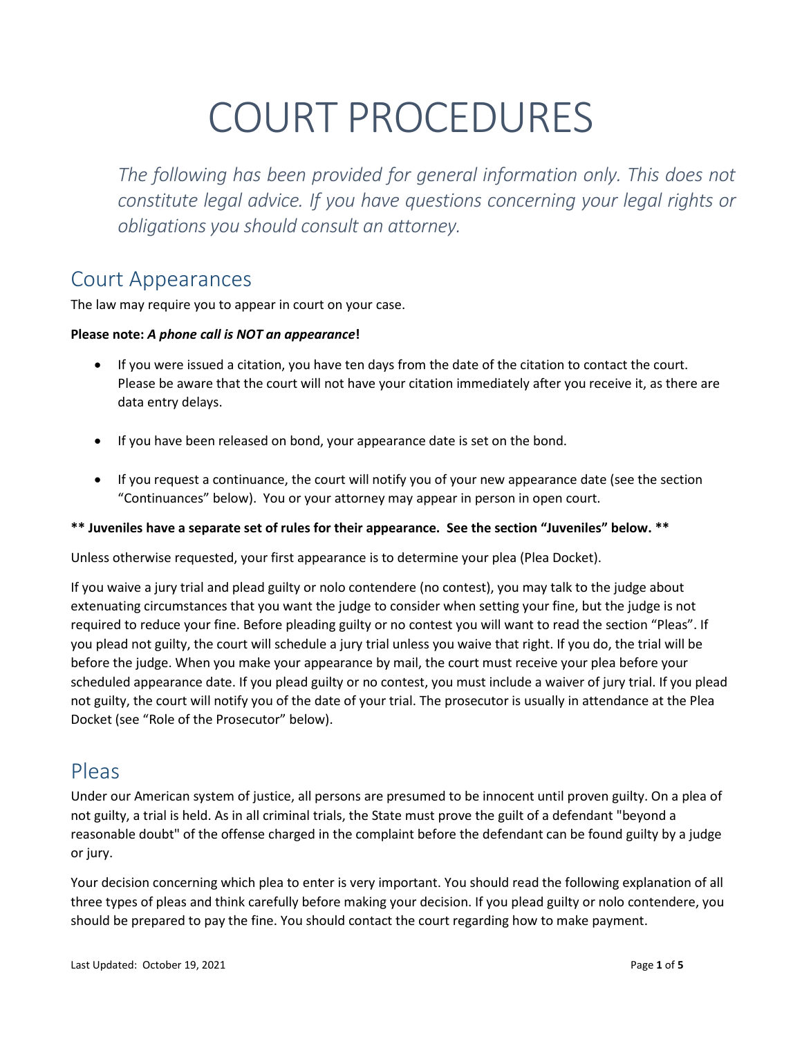# COURT PROCEDURES

*The following has been provided for general information only. This does not constitute legal advice. If you have questions concerning your legal rights or obligations you should consult an attorney.*

## Court Appearances

The law may require you to appear in court on your case.

**Please note: *A phone call is NOT an appearance*!**

- If you were issued a citation, you have ten days from the date of the citation to contact the court. Please be aware that the court will not have your citation immediately after you receive it, as there are data entry delays.
- If you have been released on bond, your appearance date is set on the bond.
- If you request a continuance, the court will notify you of your new appearance date (see the section "Continuances" below). You or your attorney may appear in person in open court.

**\*\* Juveniles have a separate set of rules for their appearance. See the section "Juveniles" below. \*\***

Unless otherwise requested, your first appearance is to determine your plea (Plea Docket).

If you waive a jury trial and plead guilty or nolo contendere (no contest), you may talk to the judge about extenuating circumstances that you want the judge to consider when setting your fine, but the judge is not required to reduce your fine. Before pleading guilty or no contest you will want to read the section "Pleas". If you plead not guilty, the court will schedule a jury trial unless you waive that right. If you do, the trial will be before the judge. When you make your appearance by mail, the court must receive your plea before your scheduled appearance date. If you plead guilty or no contest, you must include a waiver of jury trial. If you plead not guilty, the court will notify you of the date of your trial. The prosecutor is usually in attendance at the Plea Docket (see "Role of the Prosecutor" below).

## Pleas

Under our American system of justice, all persons are presumed to be innocent until proven guilty. On a plea of not guilty, a trial is held. As in all criminal trials, the State must prove the guilt of a defendant "beyond a reasonable doubt" of the offense charged in the complaint before the defendant can be found guilty by a judge or jury.

Your decision concerning which plea to enter is very important. You should read the following explanation of all three types of pleas and think carefully before making your decision. If you plead guilty or nolo contendere, you should be prepared to pay the fine. You should contact the court regarding how to make payment.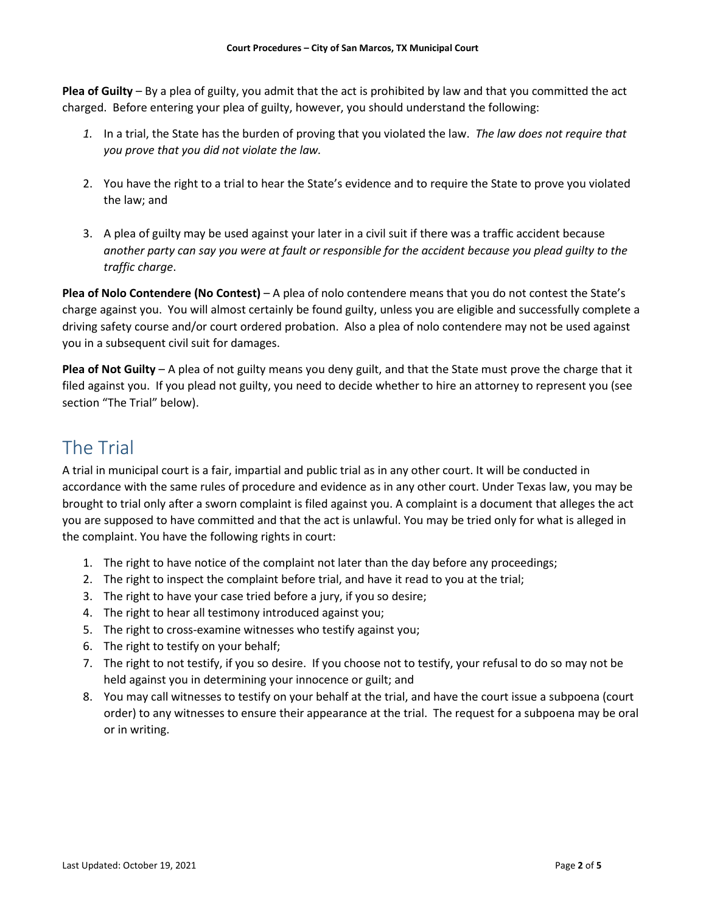**Plea of Guilty** – By a plea of guilty, you admit that the act is prohibited by law and that you committed the act charged. Before entering your plea of guilty, however, you should understand the following:

1. In a trial, the State has the burden of proving that you violated the law. *The law does not require that you prove that you did not violate the law.*

2. You have the right to a trial to hear the State's evidence and to require the State to prove you violated the law; and

3. A plea of guilty may be used against your later in a civil suit if there was a traffic accident because *another party can say you were at fault or responsible for the accident because you plead guilty to the traffic charge*.

**Plea of Nolo Contendere (No Contest)** – A plea of nolo contendere means that you do not contest the State's charge against you. You will almost certainly be found guilty, unless you are eligible and successfully complete a driving safety course and/or court ordered probation. Also a plea of nolo contendere may not be used against you in a subsequent civil suit for damages.

**Plea of Not Guilty** – A plea of not guilty means you deny guilt, and that the State must prove the charge that it filed against you. If you plead not guilty, you need to decide whether to hire an attorney to represent you (see section "The Trial" below).

# The Trial

A trial in municipal court is a fair, impartial and public trial as in any other court. It will be conducted in accordance with the same rules of procedure and evidence as in any other court. Under Texas law, you may be brought to trial only after a sworn complaint is filed against you. A complaint is a document that alleges the act you are supposed to have committed and that the act is unlawful. You may be tried only for what is alleged in the complaint. You have the following rights in court:

1. The right to have notice of the complaint not later than the day before any proceedings;
2. The right to inspect the complaint before trial, and have it read to you at the trial;
3. The right to have your case tried before a jury, if you so desire;
4. The right to hear all testimony introduced against you;
5. The right to cross-examine witnesses who testify against you;
6. The right to testify on your behalf;
7. The right to not testify, if you so desire. If you choose not to testify, your refusal to do so may not be held against you in determining your innocence or guilt; and
8. You may call witnesses to testify on your behalf at the trial, and have the court issue a subpoena (court order) to any witnesses to ensure their appearance at the trial. The request for a subpoena may be oral or in writing.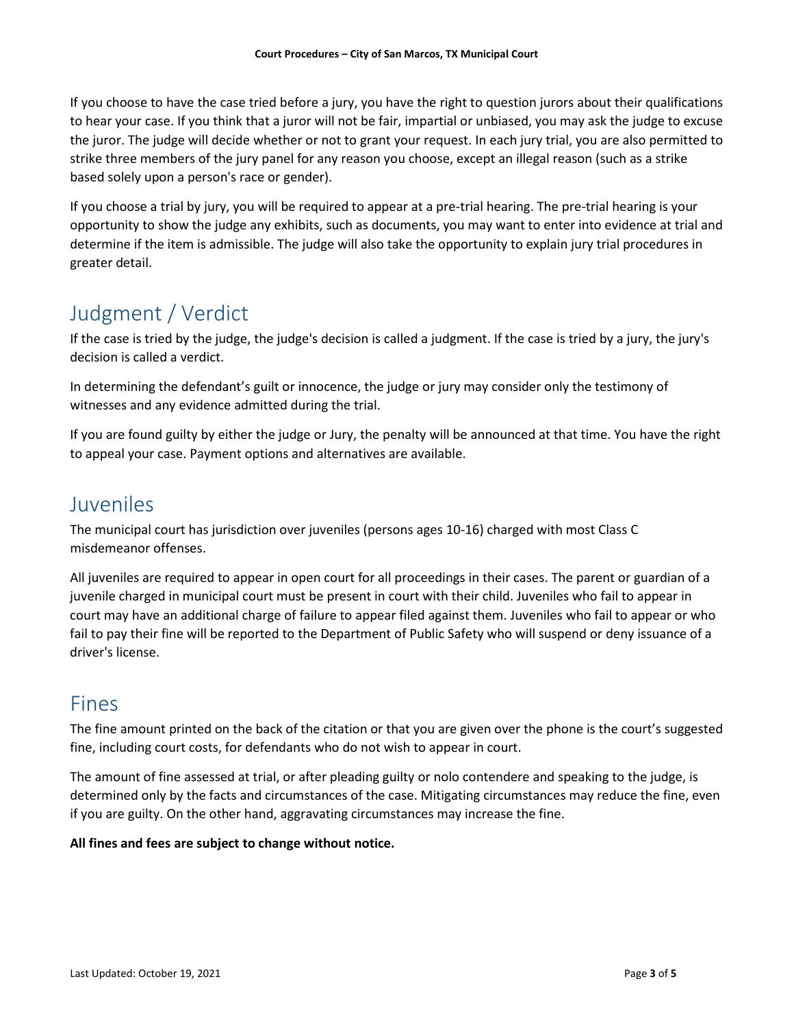If you choose to have the case tried before a jury, you have the right to question jurors about their qualifications to hear your case. If you think that a juror will not be fair, impartial or unbiased, you may ask the judge to excuse the juror. The judge will decide whether or not to grant your request. In each jury trial, you are also permitted to strike three members of the jury panel for any reason you choose, except an illegal reason (such as a strike based solely upon a person's race or gender).

If you choose a trial by jury, you will be required to appear at a pre-trial hearing. The pre-trial hearing is your opportunity to show the judge any exhibits, such as documents, you may want to enter into evidence at trial and determine if the item is admissible. The judge will also take the opportunity to explain jury trial procedures in greater detail.

## Judgment / Verdict

If the case is tried by the judge, the judge's decision is called a judgment. If the case is tried by a jury, the jury's decision is called a verdict.

In determining the defendant's guilt or innocence, the judge or jury may consider only the testimony of witnesses and any evidence admitted during the trial.

If you are found guilty by either the judge or Jury, the penalty will be announced at that time. You have the right to appeal your case. Payment options and alternatives are available.

## Juveniles

The municipal court has jurisdiction over juveniles (persons ages 10-16) charged with most Class C misdemeanor offenses.

All juveniles are required to appear in open court for all proceedings in their cases. The parent or guardian of a juvenile charged in municipal court must be present in court with their child. Juveniles who fail to appear in court may have an additional charge of failure to appear filed against them. Juveniles who fail to appear or who fail to pay their fine will be reported to the Department of Public Safety who will suspend or deny issuance of a driver's license.

## Fines

The fine amount printed on the back of the citation or that you are given over the phone is the court's suggested fine, including court costs, for defendants who do not wish to appear in court.

The amount of fine assessed at trial, or after pleading guilty or nolo contendere and speaking to the judge, is determined only by the facts and circumstances of the case. Mitigating circumstances may reduce the fine, even if you are guilty. On the other hand, aggravating circumstances may increase the fine.

**All fines and fees are subject to change without notice.**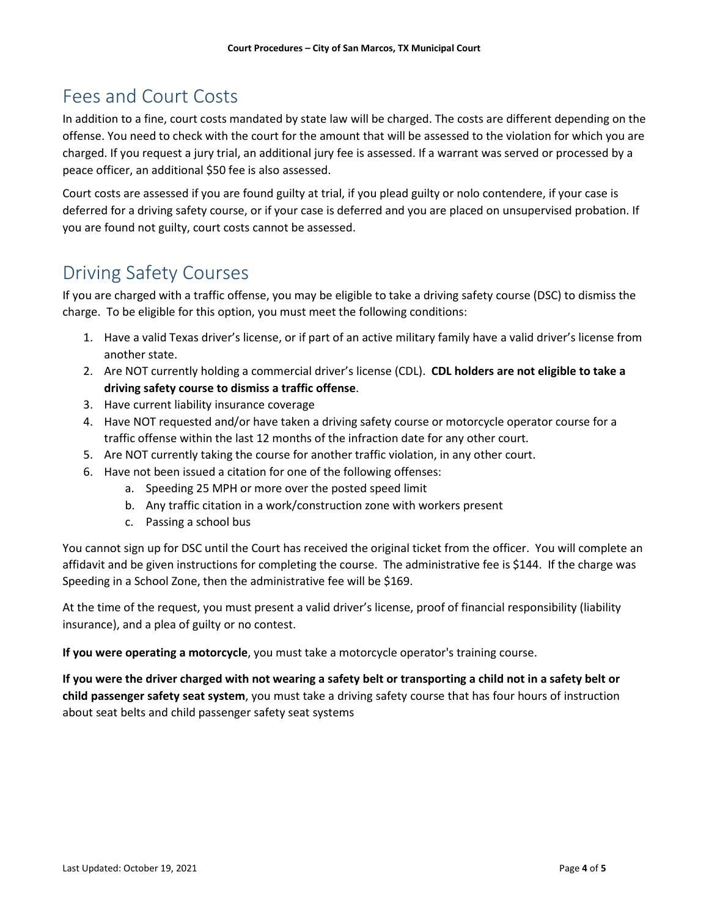## Fees and Court Costs

In addition to a fine, court costs mandated by state law will be charged. The costs are different depending on the offense. You need to check with the court for the amount that will be assessed to the violation for which you are charged. If you request a jury trial, an additional jury fee is assessed. If a warrant was served or processed by a peace officer, an additional $50 fee is also assessed.

Court costs are assessed if you are found guilty at trial, if you plead guilty or nolo contendere, if your case is deferred for a driving safety course, or if your case is deferred and you are placed on unsupervised probation. If you are found not guilty, court costs cannot be assessed.

## Driving Safety Courses

If you are charged with a traffic offense, you may be eligible to take a driving safety course (DSC) to dismiss the charge. To be eligible for this option, you must meet the following conditions:

1. Have a valid Texas driver's license, or if part of an active military family have a valid driver's license from another state.
2. Are NOT currently holding a commercial driver's license (CDL). **CDL holders are not eligible to take a driving safety course to dismiss a traffic offense**.
3. Have current liability insurance coverage
4. Have NOT requested and/or have taken a driving safety course or motorcycle operator course for a traffic offense within the last 12 months of the infraction date for any other court.
5. Are NOT currently taking the course for another traffic violation, in any other court.
6. Have not been issued a citation for one of the following offenses:
   a. Speeding 25 MPH or more over the posted speed limit
   b. Any traffic citation in a work/construction zone with workers present
   c. Passing a school bus

You cannot sign up for DSC until the Court has received the original ticket from the officer. You will complete an affidavit and be given instructions for completing the course. The administrative fee is $144. If the charge was Speeding in a School Zone, then the administrative fee will be $169.

At the time of the request, you must present a valid driver's license, proof of financial responsibility (liability insurance), and a plea of guilty or no contest.

**If you were operating a motorcycle**, you must take a motorcycle operator's training course.

**If you were the driver charged with not wearing a safety belt or transporting a child not in a safety belt or child passenger safety seat system**, you must take a driving safety course that has four hours of instruction about seat belts and child passenger safety seat systems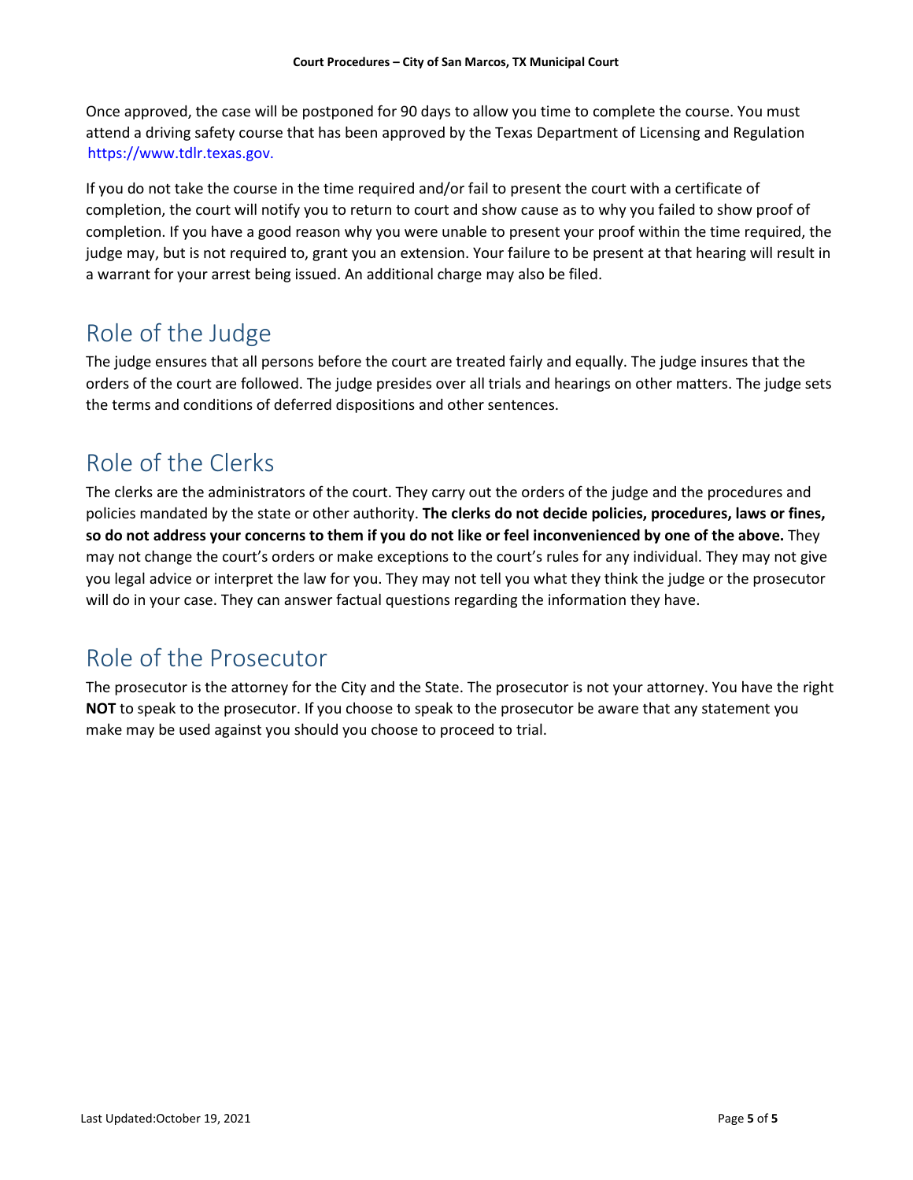Once approved, the case will be postponed for 90 days to allow you time to complete the course. You must attend a driving safety course that has been approved by the Texas Department of Licensing and Regulation https://www.tdlr.texas.gov.

If you do not take the course in the time required and/or fail to present the court with a certificate of completion, the court will notify you to return to court and show cause as to why you failed to show proof of completion. If you have a good reason why you were unable to present your proof within the time required, the judge may, but is not required to, grant you an extension. Your failure to be present at that hearing will result in a warrant for your arrest being issued. An additional charge may also be filed.

## Role of the Judge

The judge ensures that all persons before the court are treated fairly and equally. The judge insures that the orders of the court are followed. The judge presides over all trials and hearings on other matters. The judge sets the terms and conditions of deferred dispositions and other sentences.

## Role of the Clerks

The clerks are the administrators of the court. They carry out the orders of the judge and the procedures and policies mandated by the state or other authority. **The clerks do not decide policies, procedures, laws or fines, so do not address your concerns to them if you do not like or feel inconvenienced by one of the above.** They may not change the court's orders or make exceptions to the court's rules for any individual. They may not give you legal advice or interpret the law for you. They may not tell you what they think the judge or the prosecutor will do in your case. They can answer factual questions regarding the information they have.

## Role of the Prosecutor

The prosecutor is the attorney for the City and the State. The prosecutor is not your attorney. You have the right **NOT** to speak to the prosecutor. If you choose to speak to the prosecutor be aware that any statement you make may be used against you should you choose to proceed to trial.